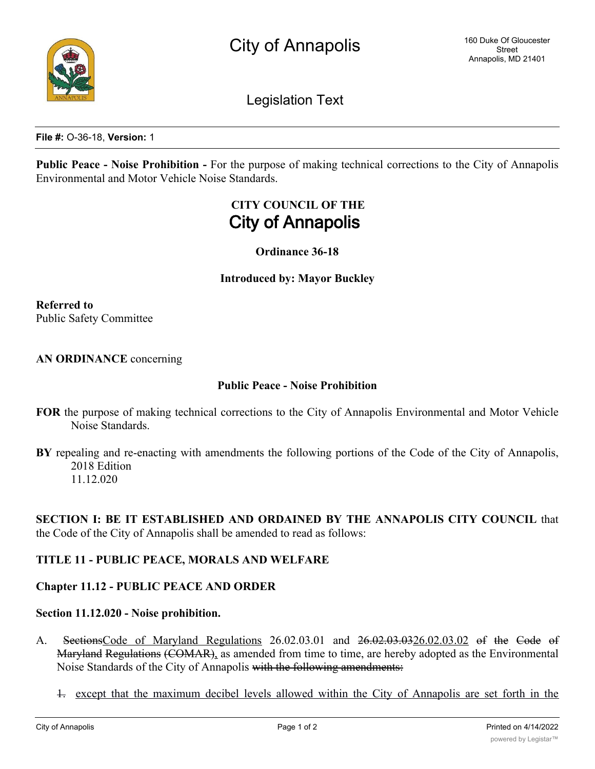City of Annapolis

160 Duke Of Gloucester Street
Annapolis, MD 21401

Legislation Text

**File #:** O-36-18, **Version:** 1

**Public Peace - Noise Prohibition -** For the purpose of making technical corrections to the City of Annapolis Environmental and Motor Vehicle Noise Standards.

**CITY COUNCIL OF THE**
# City of Annapolis

**Ordinance 36-18**

**Introduced by: Mayor Buckley**

**Referred to**
Public Safety Committee

**AN ORDINANCE** concerning

**Public Peace - Noise Prohibition**

**FOR** the purpose of making technical corrections to the City of Annapolis Environmental and Motor Vehicle Noise Standards.

**BY** repealing and re-enacting with amendments the following portions of the Code of the City of Annapolis, 2018 Edition
11.12.020

**SECTION I: BE IT ESTABLISHED AND ORDAINED BY THE ANNAPOLIS CITY COUNCIL** that the Code of the City of Annapolis shall be amended to read as follows:

**TITLE 11 - PUBLIC PEACE, MORALS AND WELFARE**

**Chapter 11.12 - PUBLIC PEACE AND ORDER**

**Section 11.12.020 - Noise prohibition.**

A. ~~Sections~~Code of Maryland Regulations 26.02.03.01 and ~~26.02.03.03~~26.02.03.02 ~~of the Code of Maryland Regulations (COMAR)~~, as amended from time to time, are hereby adopted as the Environmental Noise Standards of the City of Annapolis ~~with the following amendments:~~

~~1.~~ except that the maximum decibel levels allowed within the City of Annapolis are set forth in the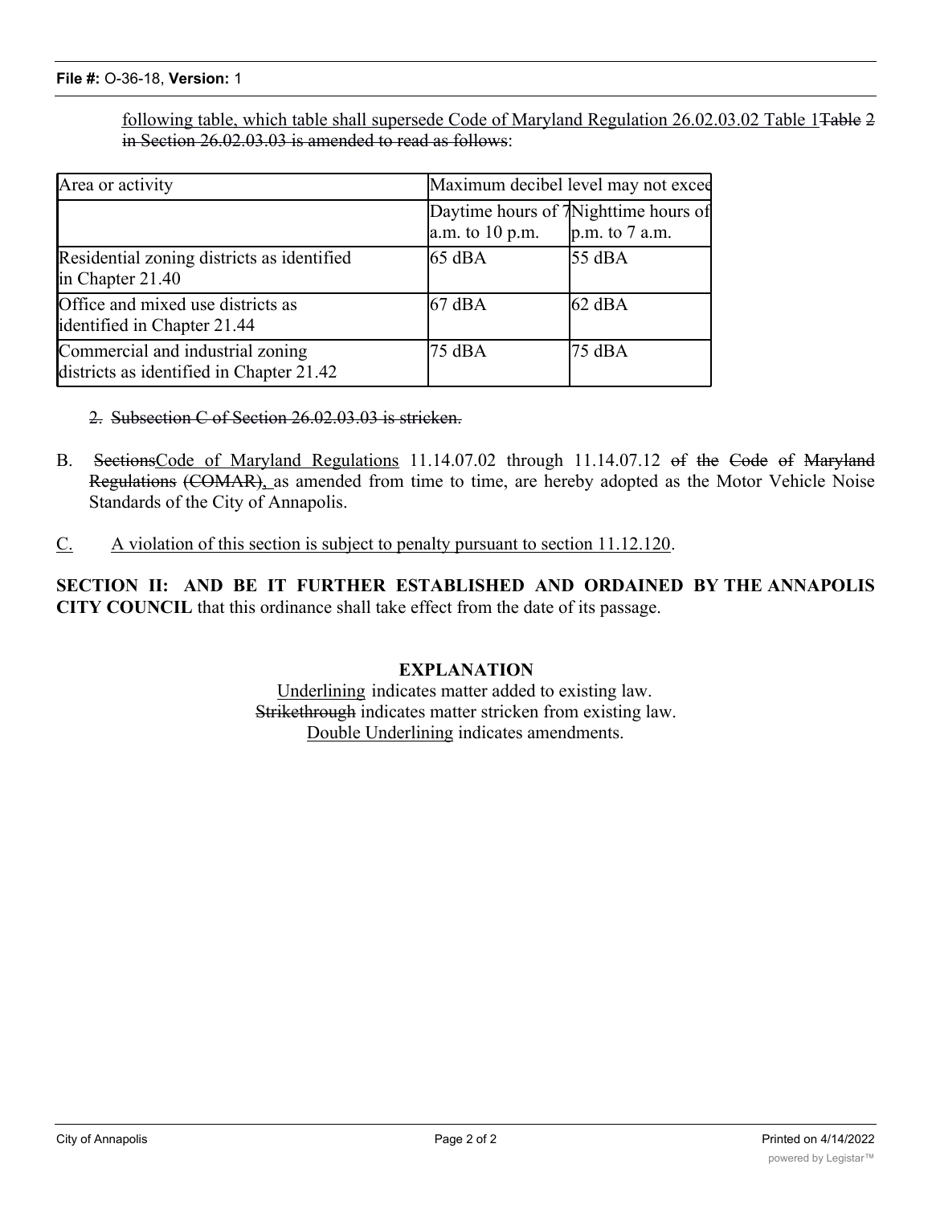following table, which table shall supersede Code of Maryland Regulation 26.02.03.02 Table 1~~Table 2 in Section 26.02.03.03 is amended to read as follows~~:

| Area or activity | Maximum decibel level may not exceed | |
|---|---|---|
| | Daytime hours of 7 a.m. to 10 p.m. | Nighttime hours of 10 p.m. to 7 a.m. |
| Residential zoning districts as identified in Chapter 21.40 | 65 dBA | 55 dBA |
| Office and mixed use districts as identified in Chapter 21.44 | 67 dBA | 62 dBA |
| Commercial and industrial zoning districts as identified in Chapter 21.42 | 75 dBA | 75 dBA |

~~2. Subsection C of Section 26.02.03.03 is stricken.~~

B. ~~Sections~~Code of Maryland Regulations 11.14.07.02 through 11.14.07.12 ~~of the Code of Maryland Regulations (COMAR),~~ as amended from time to time, are hereby adopted as the Motor Vehicle Noise Standards of the City of Annapolis.

C. A violation of this section is subject to penalty pursuant to section 11.12.120.

**SECTION II: AND BE IT FURTHER ESTABLISHED AND ORDAINED BY THE ANNAPOLIS CITY COUNCIL** that this ordinance shall take effect from the date of its passage.

**EXPLANATION**

Underlining indicates matter added to existing law.

~~Strikethrough~~ indicates matter stricken from existing law.

Double Underlining indicates amendments.